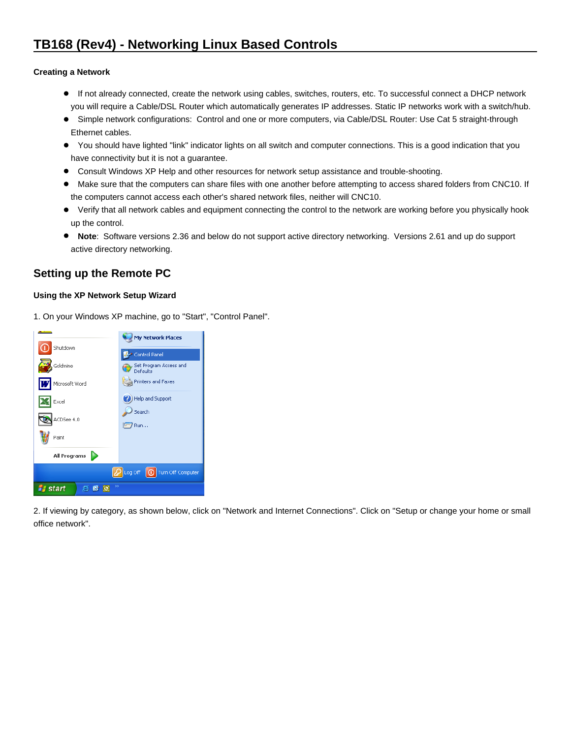# TB168 (Rev4) - Networking Linux Based Controls

**Creating a Network**

- If not already connected, create the network using cables, switches, routers, etc. To successful connect a DHCP network you will require a Cable/DSL Router which automatically generates IP addresses. Static IP networks work with a switch/hub.
- Simple network configurations: Control and one or more computers, via Cable/DSL Router: Use Cat 5 straight-through Ethernet cables.
- You should have lighted "link" indicator lights on all switch and computer connections. This is a good indication that you have connectivity but it is not a guarantee.
- Consult Windows XP Help and other resources for network setup assistance and trouble-shooting.
- Make sure that the computers can share files with one another before attempting to access shared folders from CNC10. If the computers cannot access each other's shared network files, neither will CNC10.
- Verify that all network cables and equipment connecting the control to the network are working before you physically hook up the control.
- **Note**: Software versions 2.36 and below do not support active directory networking. Versions 2.61 and up do support active directory networking.

## Setting up the Remote PC

**Using the XP Network Setup Wizard**

1. On your Windows XP machine, go to "Start", "Control Panel".

2. If viewing by category, as shown below, click on "Network and Internet Connections". Click on "Setup or change your home or small office network".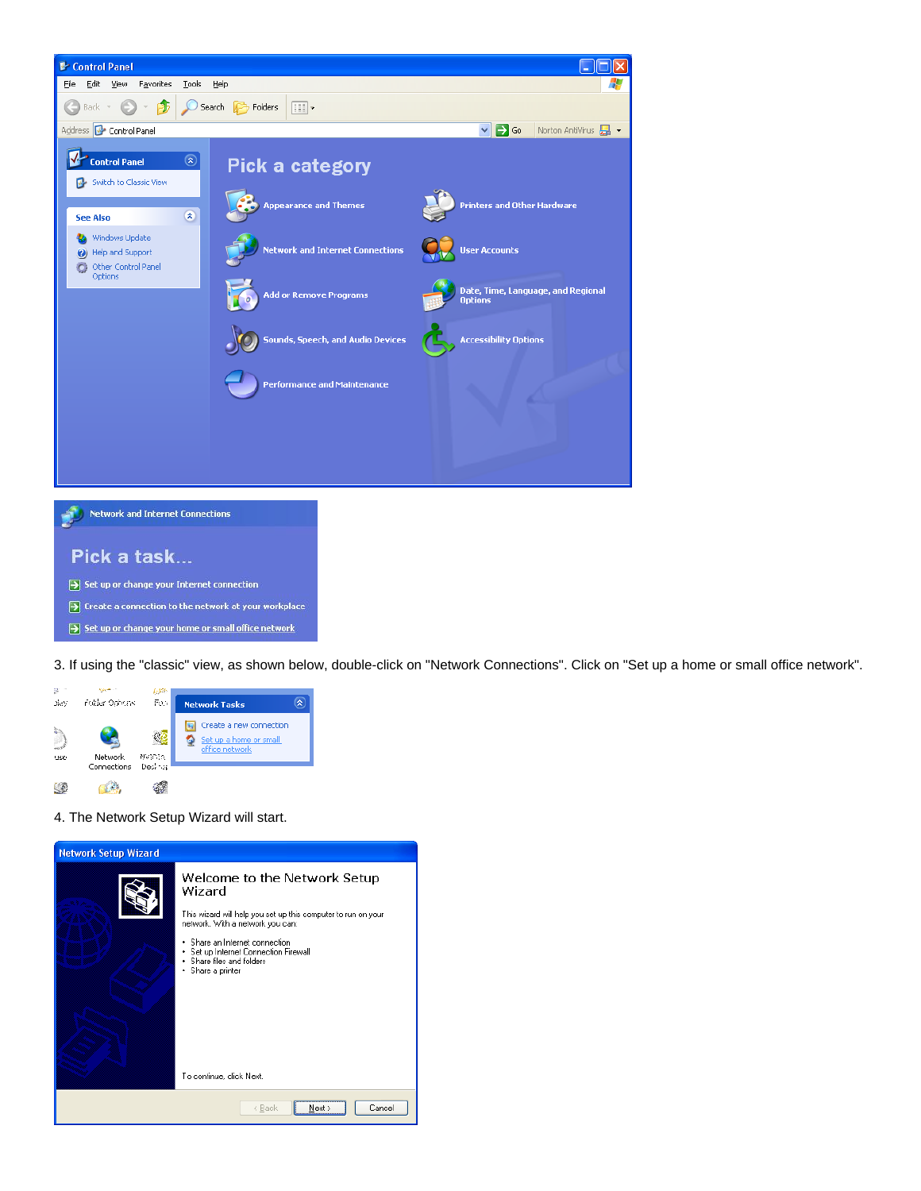3. If using the "classic" view, as shown below, double-click on "Network Connections". Click on "Set up a home or small office network".

4. The Network Setup Wizard will start.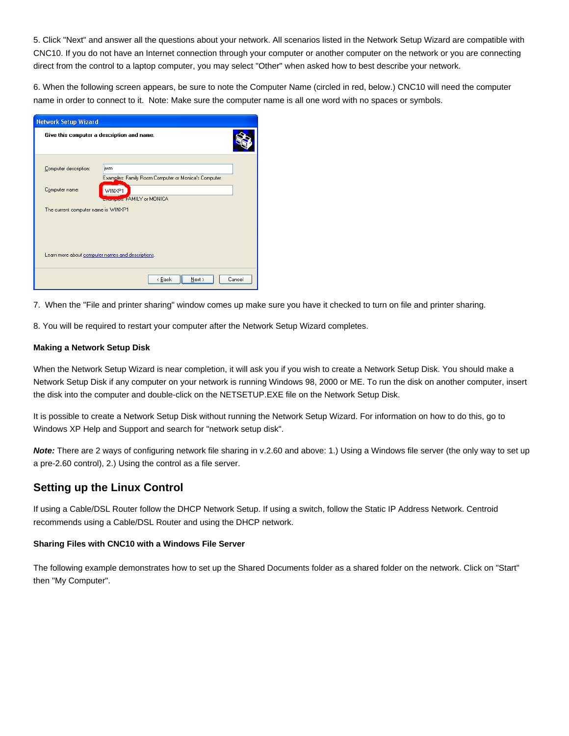5. Click "Next" and answer all the questions about your network. All scenarios listed in the Network Setup Wizard are compatible with CNC10. If you do not have an Internet connection through your computer or another computer on the network or you are connecting direct from the control to a laptop computer, you may select "Other" when asked how to best describe your network.

6. When the following screen appears, be sure to note the Computer Name (circled in red, below.) CNC10 will need the computer name in order to connect to it. Note: Make sure the computer name is all one word with no spaces or symbols.

7. When the "File and printer sharing" window comes up make sure you have it checked to turn on file and printer sharing.

8. You will be required to restart your computer after the Network Setup Wizard completes.

**Making a Network Setup Disk**

When the Network Setup Wizard is near completion, it will ask you if you wish to create a Network Setup Disk. You should make a Network Setup Disk if any computer on your network is running Windows 98, 2000 or ME. To run the disk on another computer, insert the disk into the computer and double-click on the NETSETUP.EXE file on the Network Setup Disk.

It is possible to create a Network Setup Disk without running the Network Setup Wizard. For information on how to do this, go to Windows XP Help and Support and search for "network setup disk".

***Note:*** There are 2 ways of configuring network file sharing in v.2.60 and above: 1.) Using a Windows file server (the only way to set up a pre-2.60 control), 2.) Using the control as a file server.

## Setting up the Linux Control

If using a Cable/DSL Router follow the DHCP Network Setup. If using a switch, follow the Static IP Address Network. Centroid recommends using a Cable/DSL Router and using the DHCP network.

**Sharing Files with CNC10 with a Windows File Server**

The following example demonstrates how to set up the Shared Documents folder as a shared folder on the network. Click on "Start" then "My Computer".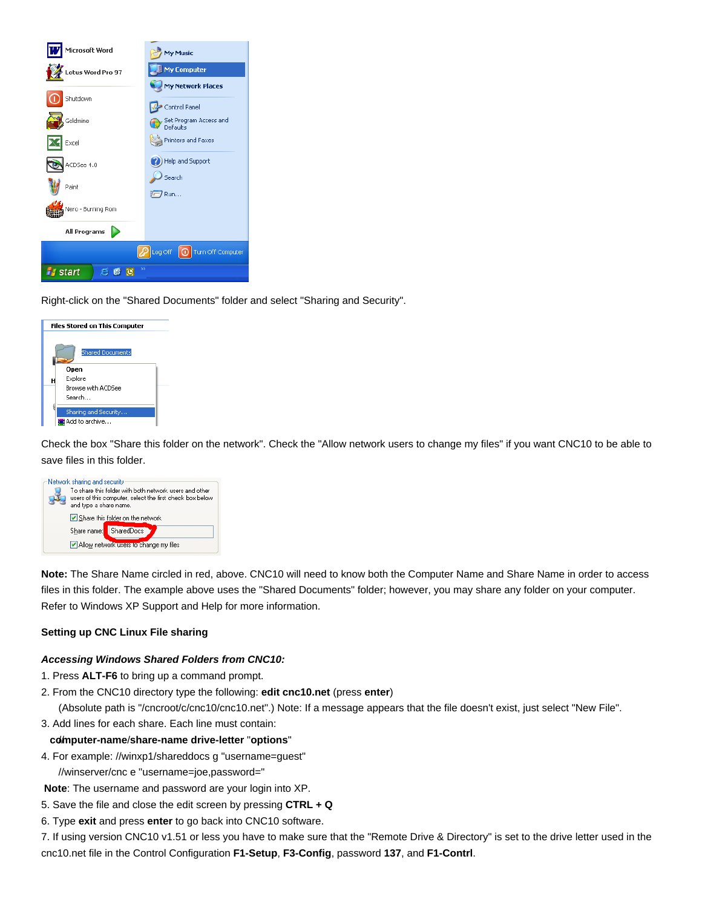Right-click on the "Shared Documents" folder and select "Sharing and Security".

Check the box "Share this folder on the network". Check the "Allow network users to change my files" if you want CNC10 to be able to save files in this folder.

**Note:** The Share Name circled in red, above. CNC10 will need to know both the Computer Name and Share Name in order to access files in this folder. The example above uses the "Shared Documents" folder; however, you may share any folder on your computer. Refer to Windows XP Support and Help for more information.

**Setting up CNC Linux File sharing**

***Accessing Windows Shared Folders from CNC10:***

1. Press **ALT-F6** to bring up a command prompt.
2. From the CNC10 directory type the following: **edit cnc10.net** (press **enter**)

   (Absolute path is "/cncroot/c/cnc10/cnc10.net".) Note: If a message appears that the file doesn't exist, just select "New File".
3. Add lines for each share. Each line must contain:

   **//computer-name/share-name drive-letter** "**options**"
4. For example: //winxp1/shareddocs g "username=guest"

   //winserver/cnc e "username=joe,password="

 **Note**: The username and password are your login into XP.

5. Save the file and close the edit screen by pressing **CTRL + Q**
6. Type **exit** and press **enter** to go back into CNC10 software.
7. If using version CNC10 v1.51 or less you have to make sure that the "Remote Drive & Directory" is set to the drive letter used in the cnc10.net file in the Control Configuration **F1-Setup**, **F3-Config**, password **137**, and **F1-Contrl**.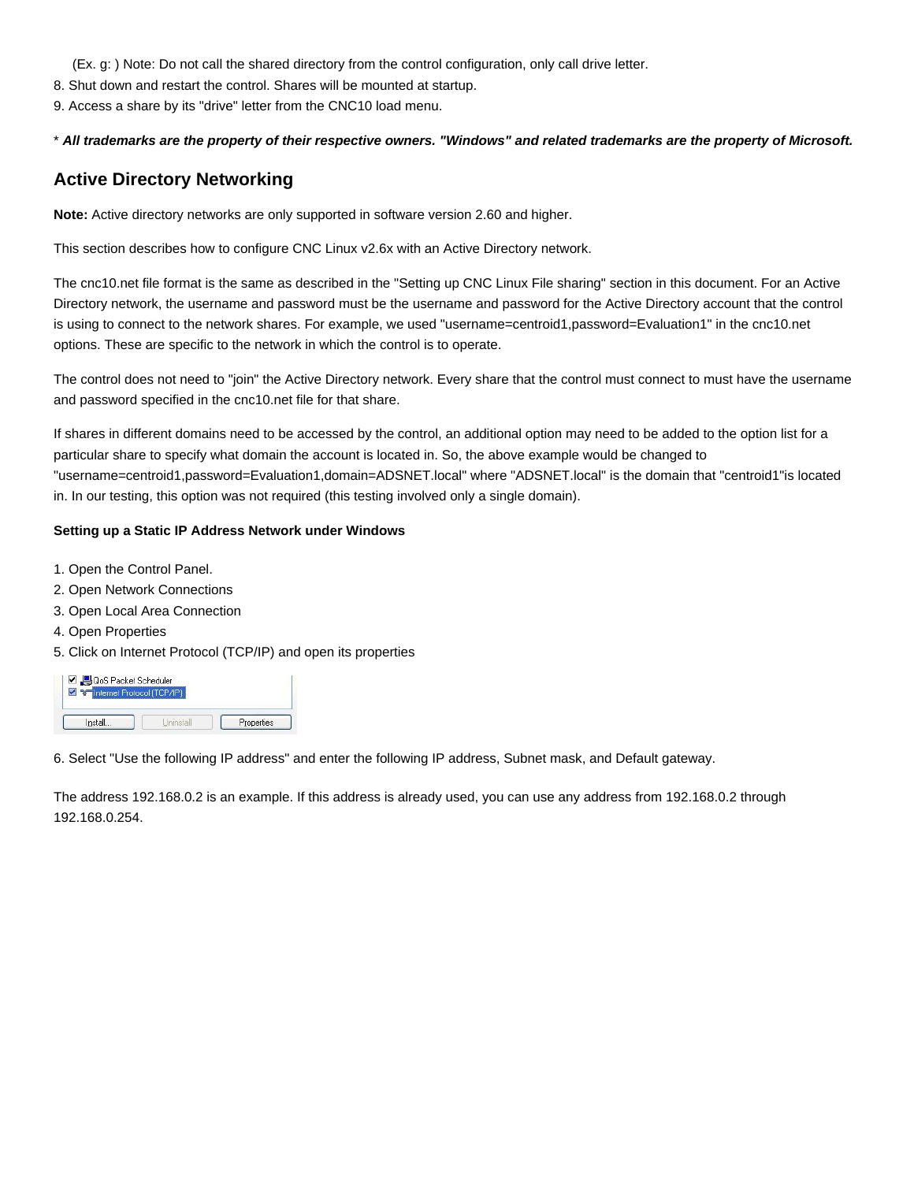(Ex. g: ) Note: Do not call the shared directory from the control configuration, only call drive letter.

8. Shut down and restart the control. Shares will be mounted at startup.
9. Access a share by its "drive" letter from the CNC10 load menu.

* ***All trademarks are the property of their respective owners. "Windows" and related trademarks are the property of Microsoft.***

## Active Directory Networking

**Note:** Active directory networks are only supported in software version 2.60 and higher.

This section describes how to configure CNC Linux v2.6x with an Active Directory network.

The cnc10.net file format is the same as described in the "Setting up CNC Linux File sharing" section in this document. For an Active Directory network, the username and password must be the username and password for the Active Directory account that the control is using to connect to the network shares. For example, we used "username=centroid1,password=Evaluation1" in the cnc10.net options. These are specific to the network in which the control is to operate.

The control does not need to "join" the Active Directory network. Every share that the control must connect to must have the username and password specified in the cnc10.net file for that share.

If shares in different domains need to be accessed by the control, an additional option may need to be added to the option list for a particular share to specify what domain the account is located in. So, the above example would be changed to "username=centroid1,password=Evaluation1,domain=ADSNET.local" where "ADSNET.local" is the domain that "centroid1"is located in. In our testing, this option was not required (this testing involved only a single domain).

**Setting up a Static IP Address Network under Windows**

1. Open the Control Panel.
2. Open Network Connections
3. Open Local Area Connection
4. Open Properties
5. Click on Internet Protocol (TCP/IP) and open its properties

6. Select "Use the following IP address" and enter the following IP address, Subnet mask, and Default gateway.

The address 192.168.0.2 is an example. If this address is already used, you can use any address from 192.168.0.2 through 192.168.0.254.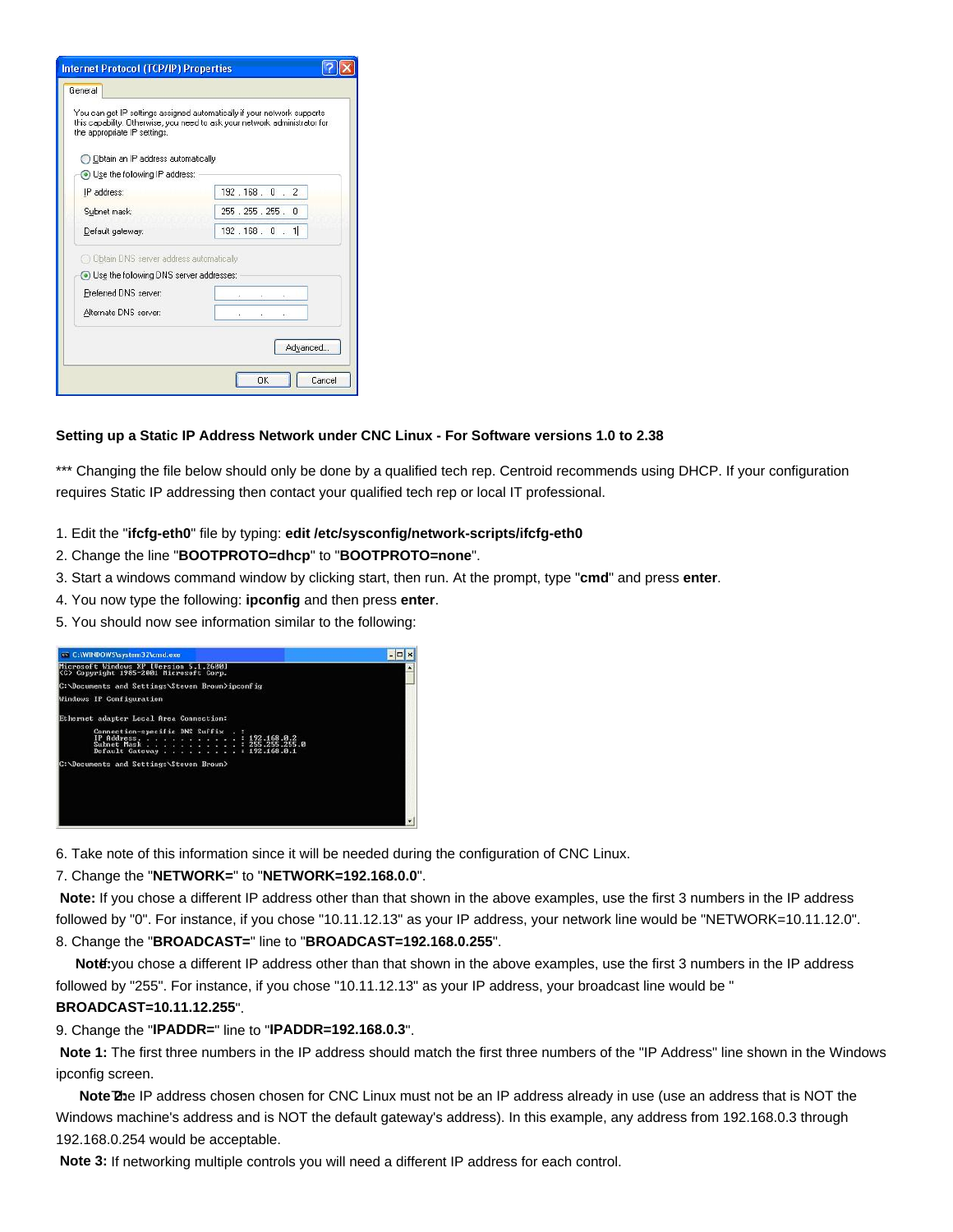**Setting up a Static IP Address Network under CNC Linux - For Software versions 1.0 to 2.38**

*** Changing the file below should only be done by a qualified tech rep. Centroid recommends using DHCP. If your configuration requires Static IP addressing then contact your qualified tech rep or local IT professional.

1. Edit the "**ifcfg-eth0**" file by typing: **edit /etc/sysconfig/network-scripts/ifcfg-eth0**
2. Change the line "**BOOTPROTO=dhcp**" to "**BOOTPROTO=none**".
3. Start a windows command window by clicking start, then run. At the prompt, type "**cmd**" and press **enter**.
4. You now type the following: **ipconfig** and then press **enter**.
5. You should now see information similar to the following:

6. Take note of this information since it will be needed during the configuration of CNC Linux.
7. Change the "**NETWORK=**" to "**NETWORK=192.168.0.0**".

**Note:** If you chose a different IP address other than that shown in the above examples, use the first 3 numbers in the IP address followed by "0". For instance, if you chose "10.11.12.13" as your IP address, your network line would be "NETWORK=10.11.12.0".

8. Change the "**BROADCAST=**" line to "**BROADCAST=192.168.0.255**".

**Note:** If you chose a different IP address other than that shown in the above examples, use the first 3 numbers in the IP address followed by "255". For instance, if you chose "10.11.12.13" as your IP address, your broadcast line would be "**BROADCAST=10.11.12.255**".

9. Change the "**IPADDR=**" line to "**IPADDR=192.168.0.3**".

**Note 1:** The first three numbers in the IP address should match the first three numbers of the "IP Address" line shown in the Windows ipconfig screen.

**Note 2:** The IP address chosen chosen for CNC Linux must not be an IP address already in use (use an address that is NOT the Windows machine's address and is NOT the default gateway's address). In this example, any address from 192.168.0.3 through 192.168.0.254 would be acceptable.

**Note 3:** If networking multiple controls you will need a different IP address for each control.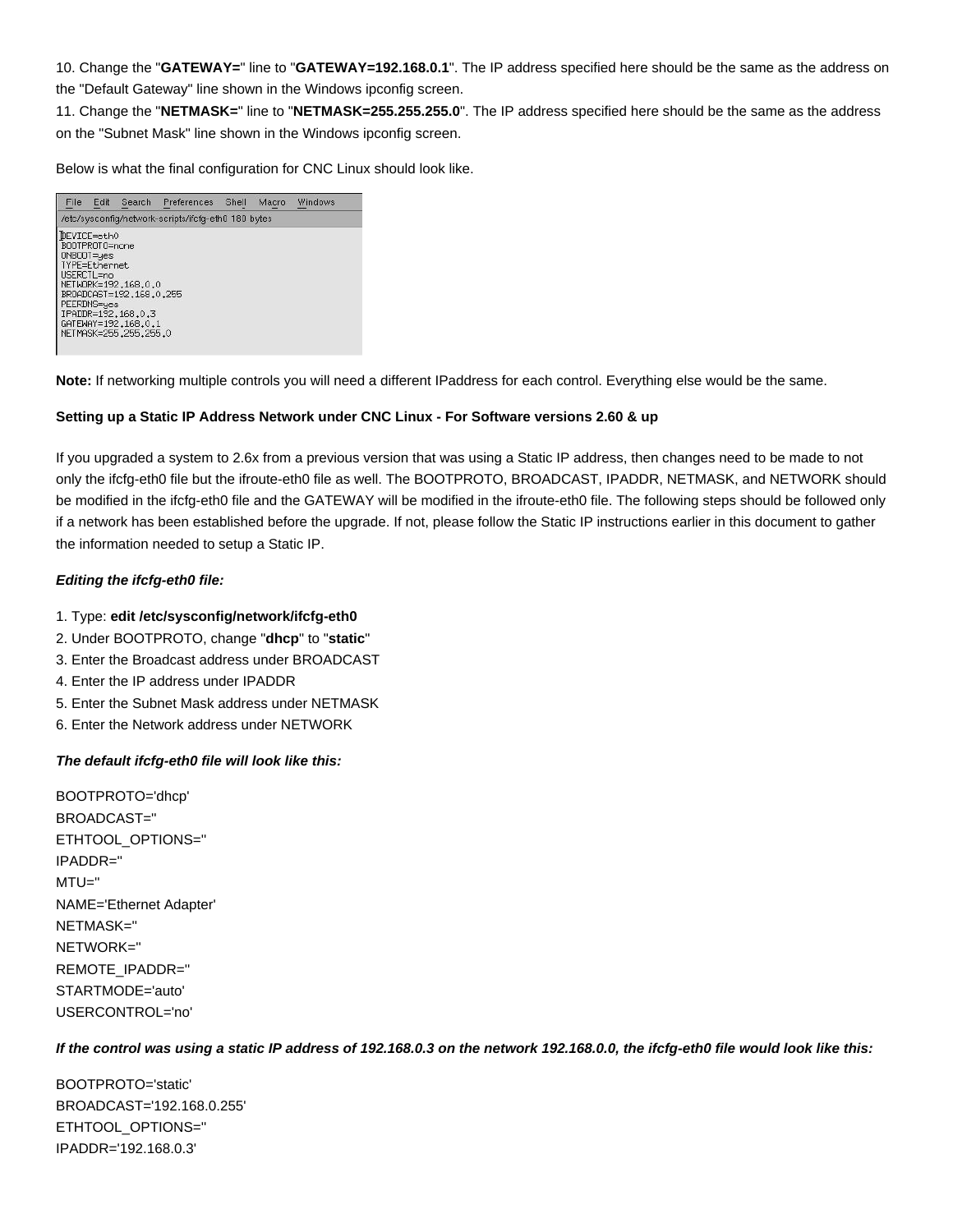10. Change the "**GATEWAY=**" line to "**GATEWAY=192.168.0.1**". The IP address specified here should be the same as the address on the "Default Gateway" line shown in the Windows ipconfig screen.
11. Change the "**NETMASK=**" line to "**NETMASK=255.255.255.0**". The IP address specified here should be the same as the address on the "Subnet Mask" line shown in the Windows ipconfig screen.

Below is what the final configuration for CNC Linux should look like.

```
File  Edit  Search  Preferences  Shell  Macro  Windows
/etc/sysconfig/network-scripts/ifcfg-eth0 180 bytes
DEVICE=eth0
BOOTPROTO=none
ONBOOT=yes
TYPE=Ethernet
USERCTL=no
NETWORK=192.168.0.0
BROADCAST=192.168.0.255
PEERDNS=yes
IPADDR=192.168.0.3
GATEWAY=192.168.0.1
NETMASK=255.255.255.0
```

**Note:** If networking multiple controls you will need a different IPaddress for each control. Everything else would be the same.

**Setting up a Static IP Address Network under CNC Linux - For Software versions 2.60 & up**

If you upgraded a system to 2.6x from a previous version that was using a Static IP address, then changes need to be made to not only the ifcfg-eth0 file but the ifroute-eth0 file as well. The BOOTPROTO, BROADCAST, IPADDR, NETMASK, and NETWORK should be modified in the ifcfg-eth0 file and the GATEWAY will be modified in the ifroute-eth0 file. The following steps should be followed only if a network has been established before the upgrade. If not, please follow the Static IP instructions earlier in this document to gather the information needed to setup a Static IP.

***Editing the ifcfg-eth0 file:***

1. Type: **edit /etc/sysconfig/network/ifcfg-eth0**
2. Under BOOTPROTO, change "**dhcp**" to "**static**"
3. Enter the Broadcast address under BROADCAST
4. Enter the IP address under IPADDR
5. Enter the Subnet Mask address under NETMASK
6. Enter the Network address under NETWORK

***The default ifcfg-eth0 file will look like this:***

BOOTPROTO='dhcp'
BROADCAST=''
ETHTOOL_OPTIONS=''
IPADDR=''
MTU=''
NAME='Ethernet Adapter'
NETMASK=''
NETWORK=''
REMOTE_IPADDR=''
STARTMODE='auto'
USERCONTROL='no'

***If the control was using a static IP address of 192.168.0.3 on the network 192.168.0.0, the ifcfg-eth0 file would look like this:***

BOOTPROTO='static'
BROADCAST='192.168.0.255'
ETHTOOL_OPTIONS=''
IPADDR='192.168.0.3'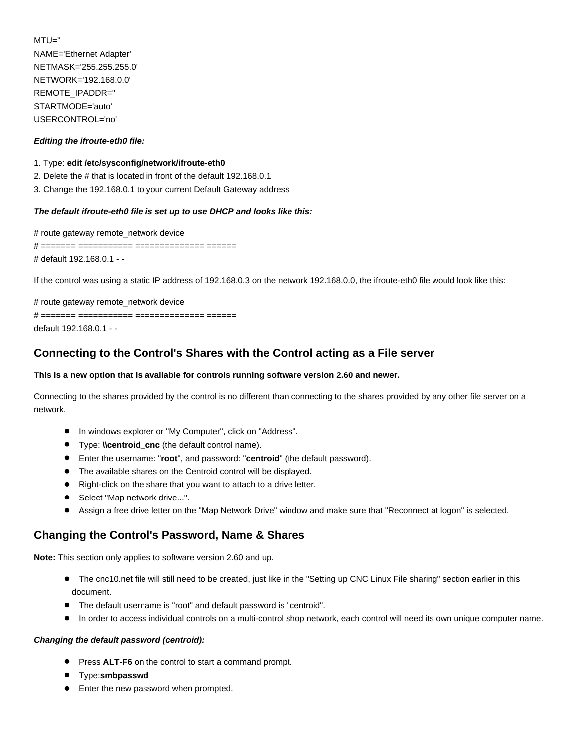MTU=''
NAME='Ethernet Adapter'
NETMASK='255.255.255.0'
NETWORK='192.168.0.0'
REMOTE_IPADDR=''
STARTMODE='auto'
USERCONTROL='no'

***Editing the ifroute-eth0 file:***

1. Type: **edit /etc/sysconfig/network/ifroute-eth0**
2. Delete the # that is located in front of the default 192.168.0.1
3. Change the 192.168.0.1 to your current Default Gateway address

***The default ifroute-eth0 file is set up to use DHCP and looks like this:***

```
# route gateway remote_network device
# ======= =========== ============== ======
# default 192.168.0.1 - -
```

If the control was using a static IP address of 192.168.0.3 on the network 192.168.0.0, the ifroute-eth0 file would look like this:

```
# route gateway remote_network device
# ======= =========== ============== ======
default 192.168.0.1 - -
```

## Connecting to the Control's Shares with the Control acting as a File server

**This is a new option that is available for controls running software version 2.60 and newer.**

Connecting to the shares provided by the control is no different than connecting to the shares provided by any other file server on a network.

- In windows explorer or "My Computer", click on "Address".
- Type: **\\centroid_cnc** (the default control name).
- Enter the username: "**root**", and password: "**centroid**" (the default password).
- The available shares on the Centroid control will be displayed.
- Right-click on the share that you want to attach to a drive letter.
- Select "Map network drive...".
- Assign a free drive letter on the "Map Network Drive" window and make sure that "Reconnect at logon" is selected.

## Changing the Control's Password, Name & Shares

**Note:** This section only applies to software version 2.60 and up.

- The cnc10.net file will still need to be created, just like in the "Setting up CNC Linux File sharing" section earlier in this document.
- The default username is "root" and default password is "centroid".
- In order to access individual controls on a multi-control shop network, each control will need its own unique computer name.

***Changing the default password (centroid):***

- Press **ALT-F6** on the control to start a command prompt.
- Type:**smbpasswd**
- Enter the new password when prompted.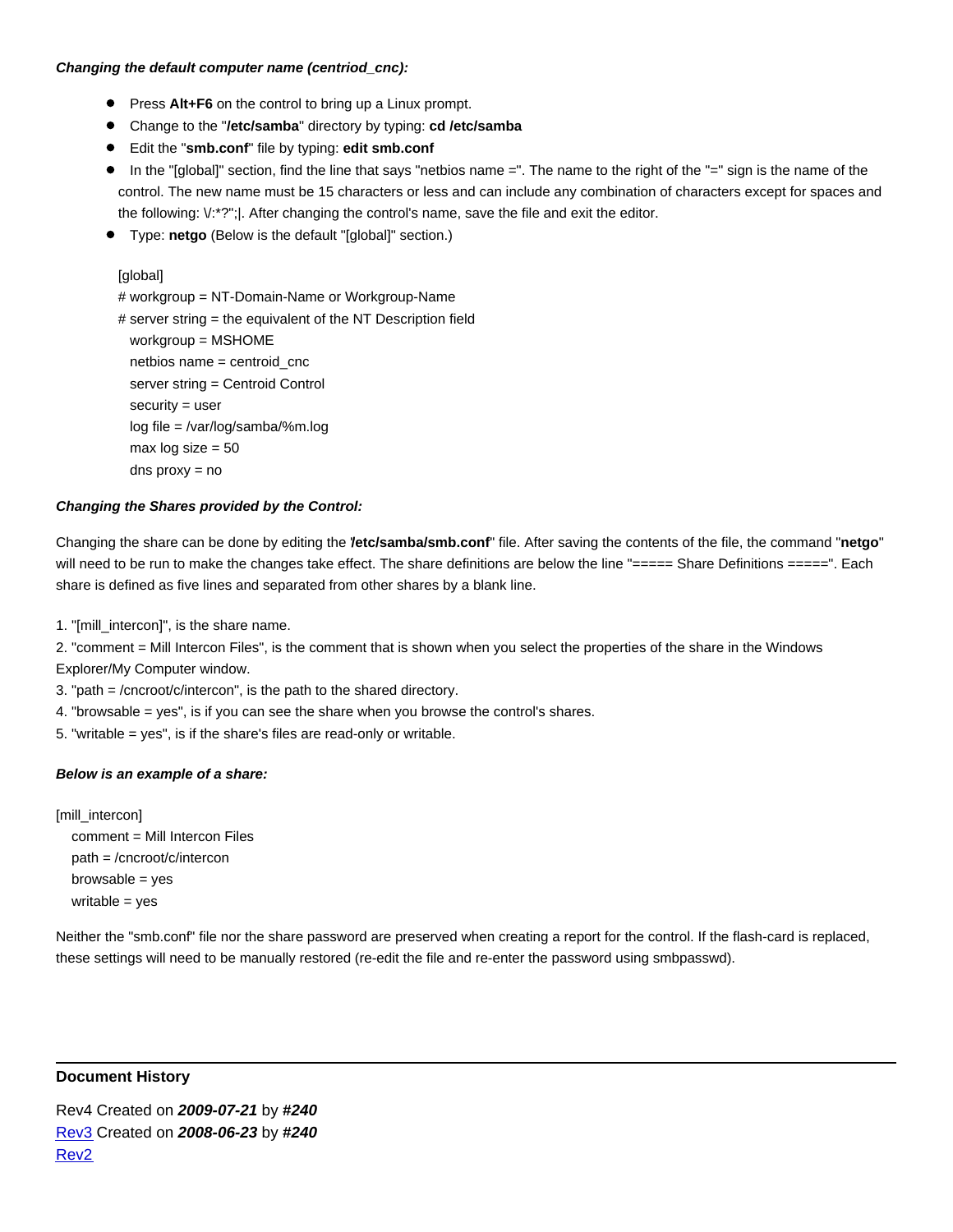***Changing the default computer name (centriod_cnc):***

- Press **Alt+F6** on the control to bring up a Linux prompt.
- Change to the "**/etc/samba**" directory by typing: **cd /etc/samba**
- Edit the "**smb.conf**" file by typing: **edit smb.conf**
- In the "[global]" section, find the line that says "netbios name =". The name to the right of the "=" sign is the name of the control. The new name must be 15 characters or less and can include any combination of characters except for spaces and the following: \/:*?";|. After changing the control's name, save the file and exit the editor.
- Type: **netgo** (Below is the default "[global]" section.)

```
[global]
# workgroup = NT-Domain-Name or Workgroup-Name
# server string = the equivalent of the NT Description field
  workgroup = MSHOME
  netbios name = centroid_cnc
  server string = Centroid Control
  security = user
  log file = /var/log/samba/%m.log
  max log size = 50
  dns proxy = no
```

***Changing the Shares provided by the Control:***

Changing the share can be done by editing the "**/etc/samba/smb.conf**" file. After saving the contents of the file, the command "**netgo**" will need to be run to make the changes take effect. The share definitions are below the line "===== Share Definitions =====". Each share is defined as five lines and separated from other shares by a blank line.

1. "[mill_intercon]", is the share name.
2. "comment = Mill Intercon Files", is the comment that is shown when you select the properties of the share in the Windows Explorer/My Computer window.
3. "path = /cncroot/c/intercon", is the path to the shared directory.
4. "browsable = yes", is if you can see the share when you browse the control's shares.
5. "writable = yes", is if the share's files are read-only or writable.

***Below is an example of a share:***

```
[mill_intercon]
  comment = Mill Intercon Files
  path = /cncroot/c/intercon
  browsable = yes
  writable = yes
```

Neither the "smb.conf" file nor the share password are preserved when creating a report for the control. If the flash-card is replaced, these settings will need to be manually restored (re-edit the file and re-enter the password using smbpasswd).

---

**Document History**

Rev4 Created on ***2009-07-21*** by ***#240***
Rev3 Created on ***2008-06-23*** by ***#240***
Rev2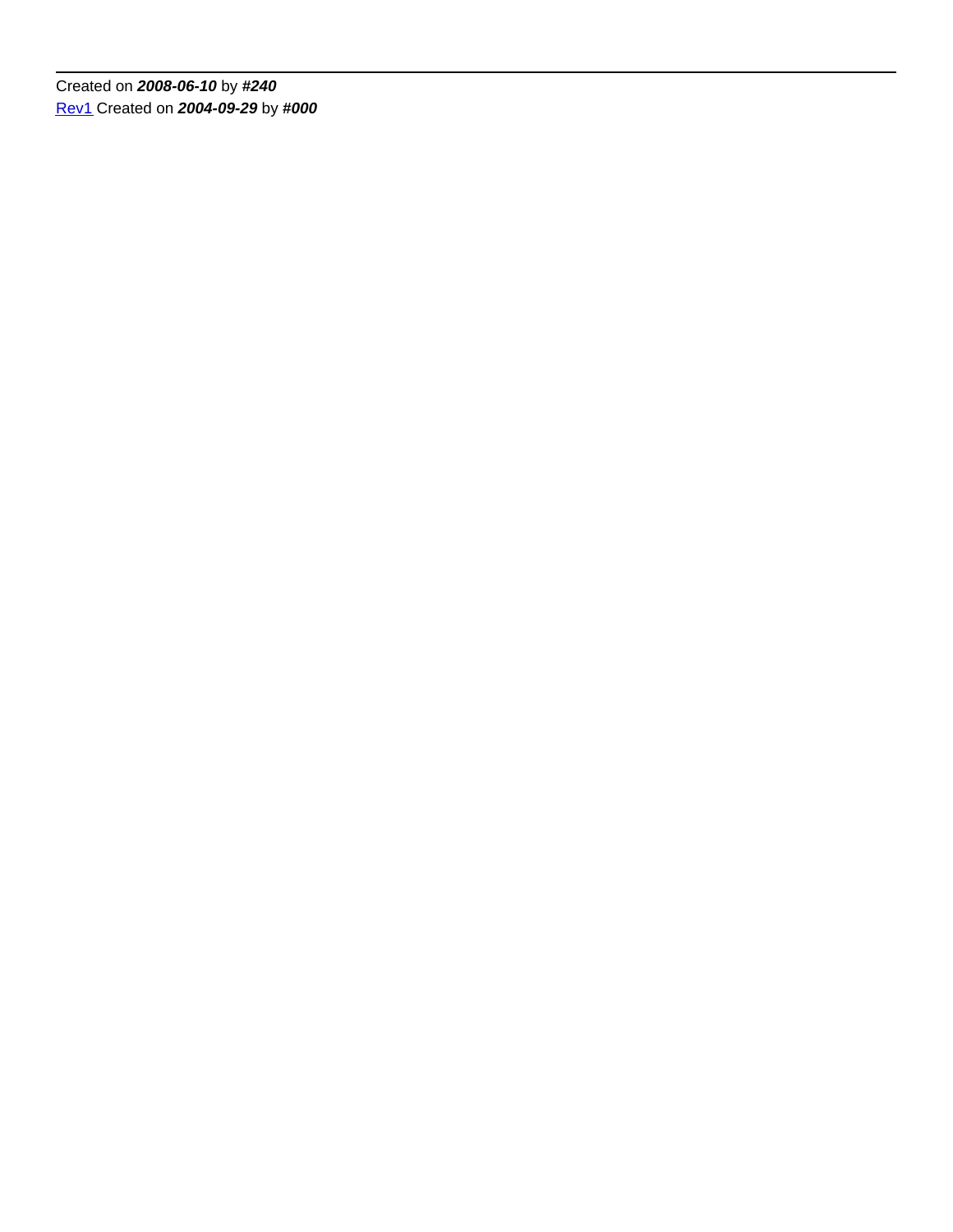---

Created on ***2008-06-10*** by ***#240***
[Rev1](Rev1) Created on ***2004-09-29*** by ***#000***